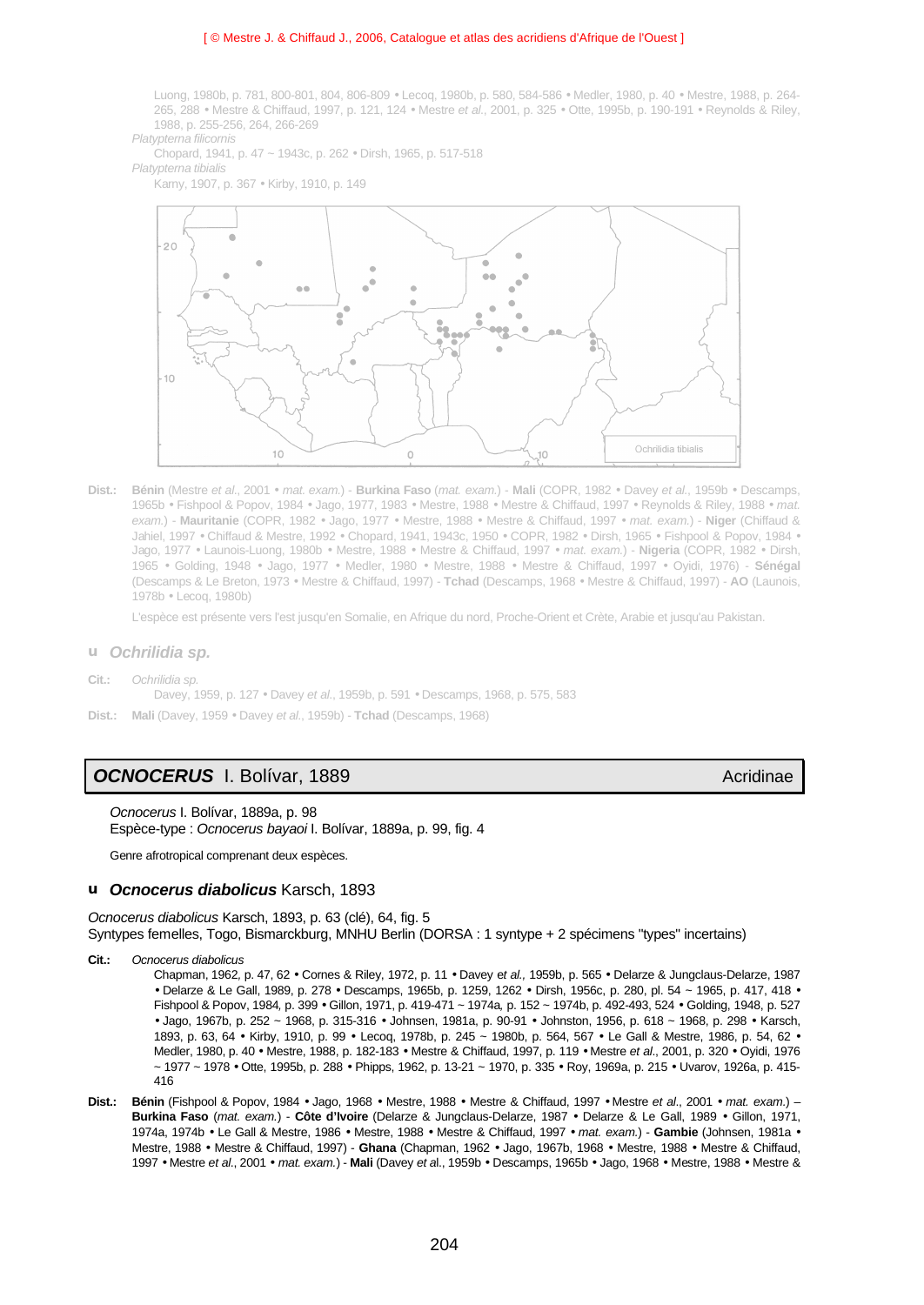Luong, 1980b, p. 781, 800-801, 804, 806-809 • Lecoq, 1980b, p. 580, 584-586 • Medler, 1980, p. 40 • Mestre, 1988, p. 264-265, 288 • Mestre & Chiffaud, 1997, p. 121, 124 • Mestre *et al.*, 2001, p. 325 • Otte, 1995b, p. 190-191 • Reynolds & Riley, 1988, p. 255-256, 264, 266-269

*Platypterna filicornis*

Chopard, 1941, p. 47 ~ 1943c, p. 262 • Dirsh, 1965, p. 517-518

*Platypterna tibialis*

Karny, 1907, p. 367 • Kirby, 1910, p. 149

Ochrilidia tibialis

**Dist.:** **Bénin** (Mestre *et al.*, 2001 • *mat. exam.*) - **Burkina Faso** (*mat. exam.*) - **Mali** (COPR, 1982 • Davey *et al.*, 1959b • Descamps, 1965b • Fishpool & Popov, 1984 • Jago, 1977, 1983 • Mestre, 1988 • Mestre & Chiffaud, 1997 • Reynolds & Riley, 1988 • *mat. exam.*) - **Mauritanie** (COPR, 1982 • Jago, 1977 • Mestre, 1988 • Mestre & Chiffaud, 1997 • *mat. exam.*) - **Niger** (Chiffaud & Jahiel, 1997 • Chiffaud & Mestre, 1992 • Chopard, 1941, 1943c, 1950 • COPR, 1982 • Dirsh, 1965 • Fishpool & Popov, 1984 • Jago, 1977 • Launois-Luong, 1980b • Mestre, 1988 • Mestre & Chiffaud, 1997 • *mat. exam.*) - **Nigeria** (COPR, 1982 • Dirsh, 1965 • Golding, 1948 • Medler, 1980 • Mestre, 1988 • Mestre & Chiffaud, 1997 • Oyidi, 1976) - **Sénégal** (Descamps & Le Breton, 1973 • Mestre & Chiffaud, 1997) - **Tchad** (Descamps, 1968 • Mestre & Chiffaud, 1997) - **AO** (Launois, 1978b • Lecoq, 1980b)

L'espèce est présente vers l'est jusqu'en Somalie, en Afrique du nord, Proche-Orient et Crète, Arabie et jusqu'au Pakistan.

### u *Ochrilidia sp.*

**Cit.:** *Ochrilidia sp.*

Davey, 1959, p. 127 • Davey *et al.*, 1959b, p. 591 • Descamps, 1968, p. 575, 583

**Dist.:** **Mali** (Davey, 1959 • Davey *et al.*, 1959b) - **Tchad** (Descamps, 1968)

## *OCNOCERUS* I. Bolívar, 1889 — Acridinae

*Ocnocerus* I. Bolívar, 1889a, p. 98
Espèce-type : *Ocnocerus bayaoi* I. Bolívar, 1889a, p. 99, fig. 4

Genre afrotropical comprenant deux espèces.

### u *Ocnocerus diabolicus* Karsch, 1893

*Ocnocerus diabolicus* Karsch, 1893, p. 63 (clé), 64, fig. 5
Syntypes femelles, Togo, Bismarckburg, MNHU Berlin (DORSA : 1 syntype + 2 spécimens "types" incertains)

**Cit.:** *Ocnocerus diabolicus*

Chapman, 1962, p. 47, 62 • Cornes & Riley, 1972, p. 11 • Davey et *al.*, 1959b, p. 565 • Delarze & Jungclaus-Delarze, 1987 • Delarze & Le Gall, 1989, p. 278 • Descamps, 1965b, p. 1259, 1262 • Dirsh, 1956c, p. 280, pl. 54 ~ 1965, p. 417, 418 • Fishpool & Popov, 1984, p. 399 • Gillon, 1971, p. 419-471 ~ 1974a, p. 152 ~ 1974b, p. 492-493, 524 • Golding, 1948, p. 527 • Jago, 1967b, p. 252 ~ 1968, p. 315-316 • Johnsen, 1981a, p. 90-91 • Johnston, 1956, p. 618 ~ 1968, p. 298 • Karsch, 1893, p. 63, 64 • Kirby, 1910, p. 99 • Lecoq, 1978b, p. 245 ~ 1980b, p. 564, 567 • Le Gall & Mestre, 1986, p. 54, 62 • Medler, 1980, p. 40 • Mestre, 1988, p. 182-183 • Mestre & Chiffaud, 1997, p. 119 • Mestre *et al.*, 2001, p. 320 • Oyidi, 1976 ~ 1977 ~ 1978 • Otte, 1995b, p. 288 • Phipps, 1962, p. 13-21 ~ 1970, p. 335 • Roy, 1969a, p. 215 • Uvarov, 1926a, p. 415-416

**Dist.:** **Bénin** (Fishpool & Popov, 1984 • Jago, 1968 • Mestre, 1988 • Mestre & Chiffaud, 1997 • Mestre *et al.*, 2001 • *mat. exam.*) – **Burkina Faso** (*mat. exam.*) - **Côte d'Ivoire** (Delarze & Jungclaus-Delarze, 1987 • Delarze & Le Gall, 1989 • Gillon, 1971, 1974a, 1974b • Le Gall & Mestre, 1986 • Mestre, 1988 • Mestre & Chiffaud, 1997 • *mat. exam.*) - **Gambie** (Johnsen, 1981a • Mestre, 1988 • Mestre & Chiffaud, 1997) - **Ghana** (Chapman, 1962 • Jago, 1967b, 1968 • Mestre, 1988 • Mestre & Chiffaud, 1997 • Mestre *et al.*, 2001 • *mat. exam.*) - **Mali** (Davey *et al.*, 1959b • Descamps, 1965b • Jago, 1968 • Mestre, 1988 • Mestre &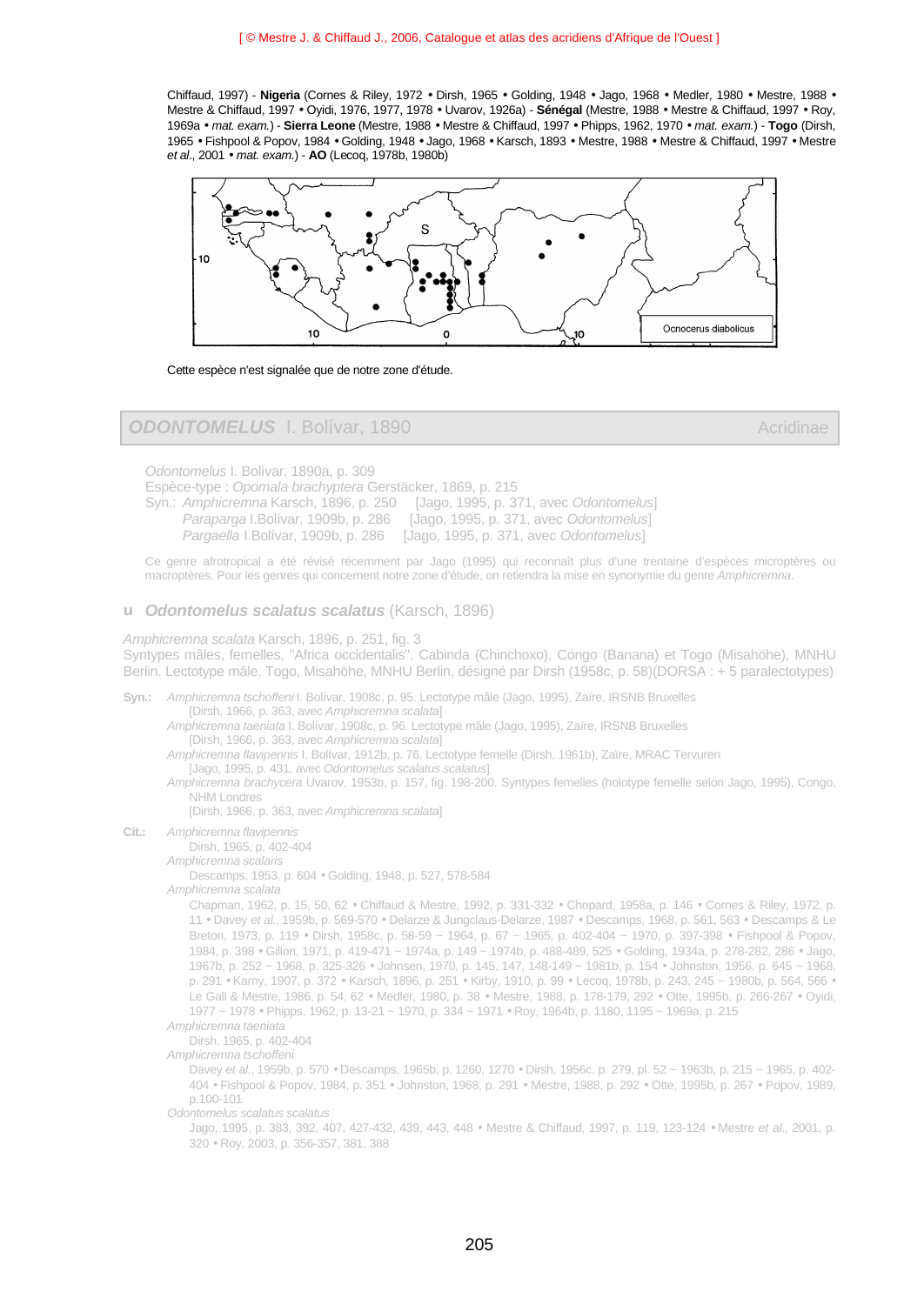Chiffaud, 1997) - **Nigeria** (Cornes & Riley, 1972 • Dirsh, 1965 • Golding, 1948 • Jago, 1968 • Medler, 1980 • Mestre, 1988 • Mestre & Chiffaud, 1997 • Oyidi, 1976, 1977, 1978 • Uvarov, 1926a) - **Sénégal** (Mestre, 1988 • Mestre & Chiffaud, 1997 • Roy, 1969a • *mat. exam.*) - **Sierra Leone** (Mestre, 1988 • Mestre & Chiffaud, 1997 • Phipps, 1962, 1970 • *mat. exam.*) - **Togo** (Dirsh, 1965 • Fishpool & Popov, 1984 • Golding, 1948 • Jago, 1968 • Karsch, 1893 • Mestre, 1988 • Mestre & Chiffaud, 1997 • Mestre *et al.*, 2001 • *mat. exam.*) - **AO** (Lecoq, 1978b, 1980b)

S

10

10

0

10

Ocnocerus diabolicus

Cette espèce n'est signalée que de notre zone d'étude.

## *ODONTOMELUS* I. Bolívar, 1890 — Acridinae

*Odontomelus* I. Bolívar, 1890a, p. 309
Espèce-type : *Opomala brachyptera* Gerstäcker, 1869, p. 215
Syn.: *Amphicremna* Karsch, 1896, p. 250 [Jago, 1995, p. 371, avec *Odontomelus*]
*Paraparga* I.Bolívar, 1909b, p. 286 [Jago, 1995, p. 371, avec *Odontomelus*]
*Pargaella* I.Bolívar, 1909b, p. 286 [Jago, 1995, p. 371, avec *Odontomelus*]

Ce genre afrotropical a été révisé récemment par Jago (1995) qui reconnaît plus d'une trentaine d'espèces microptères ou macroptères. Pour les genres qui concernent notre zone d'étude, on retiendra la mise en synonymie du genre *Amphicremna*.

### *Odontomelus scalatus scalatus* (Karsch, 1896)

*Amphicremna scalata* Karsch, 1896, p. 251, fig. 3
Syntypes mâles, femelles, "Africa occidentalis", Cabinda (Chinchoxo), Congo (Banana) et Togo (Misahöhe), MNHU Berlin. Lectotype mâle, Togo, Misahöhe, MNHU Berlin, désigné par Dirsh (1958c, p. 58)(DORSA : + 5 paralectotypes)

**Syn.:** *Amphicremna tschoffeni* I. Bolívar, 1908c, p. 95. Lectotype mâle (Jago, 1995), Zaïre, IRSNB Bruxelles
[Dirsh, 1966, p. 363, avec *Amphicremna scalata*]
*Amphicremna taeniata* I. Bolívar, 1908c, p. 96. Lectotype mâle (Jago, 1995), Zaïre, IRSNB Bruxelles
[Dirsh, 1966, p. 363, avec *Amphicremna scalata*]
*Amphicremna flavipennis* I. Bolívar, 1912b, p. 76. Lectotype femelle (Dirsh, 1961b), Zaïre, MRAC Tervuren
[Jago, 1995, p. 431, avec *Odontomelus scalatus scalatus*]
*Amphicremna brachycera* Uvarov, 1953b, p. 157, fig. 198-200. Syntypes femelles (holotype femelle selon Jago, 1995), Congo, NHM Londres
[Dirsh, 1966, p. 363, avec *Amphicremna scalata*]

**Cit.:** *Amphicremna flavipennis*
Dirsh, 1965, p. 402-404
*Amphicremna scalaris*
Descamps, 1953, p. 604 • Golding, 1948, p. 527, 578-584
*Amphicremna scalata*
Chapman, 1962, p. 15, 50, 62 • Chiffaud & Mestre, 1992, p. 331-332 • Chopard, 1958a, p. 146 • Cornes & Riley, 1972, p. 11 • Davey *et al.*, 1959b, p. 569-570 • Delarze & Jungclaus-Delarze, 1987 • Descamps, 1968, p. 561, 563 • Descamps & Le Breton, 1973, p. 119 • Dirsh, 1958c, p. 58-59 ~ 1964, p. 67 ~ 1965, p. 402-404 ~ 1970, p. 397-398 • Fishpool & Popov, 1984, p. 398 • Gillon, 1971, p. 419-471 ~ 1974a, p. 149 ~ 1974b, p. 488-489, 525 • Golding, 1934a, p. 278-282, 286 • Jago, 1967b, p. 252 ~ 1968, p. 325-326 • Johnsen, 1970, p. 145, 147, 148-149 ~ 1981b, p. 154 • Johnston, 1956, p. 645 ~ 1968, p. 291 • Karny, 1907, p. 372 • Karsch, 1896, p. 251 • Kirby, 1910, p. 99 • Lecoq, 1978b, p. 243, 245 ~ 1980b, p. 564, 566 • Le Gall & Mestre, 1986, p. 54, 62 • Medler, 1980, p. 38 • Mestre, 1988, p. 178-179, 292 • Otte, 1995b, p. 266-267 • Oyidi, 1977 ~ 1978 • Phipps, 1962, p. 13-21 ~ 1970, p. 334 ~ 1971 • Roy, 1964b, p. 1180, 1195 ~ 1969a, p. 215
*Amphicremna taeniata*
Dirsh, 1965, p. 402-404
*Amphicremna tschoffeni*
Davey *et al.*, 1959b, p. 570 • Descamps, 1965b, p. 1260, 1270 • Dirsh, 1956c, p. 279, pl. 52 ~ 1963b, p. 215 ~ 1965, p. 402-404 • Fishpool & Popov, 1984, p. 351 • Johnston, 1968, p. 291 • Mestre, 1988, p. 292 • Otte, 1995b, p. 267 • Popov, 1989, p.100-101
*Odontomelus scalatus scalatus*
Jago, 1995, p. 383, 392, 407, 427-432, 439, 443, 448 • Mestre & Chiffaud, 1997, p. 119, 123-124 • Mestre *et al.*, 2001, p. 320 • Roy, 2003, p. 356-357, 381, 388